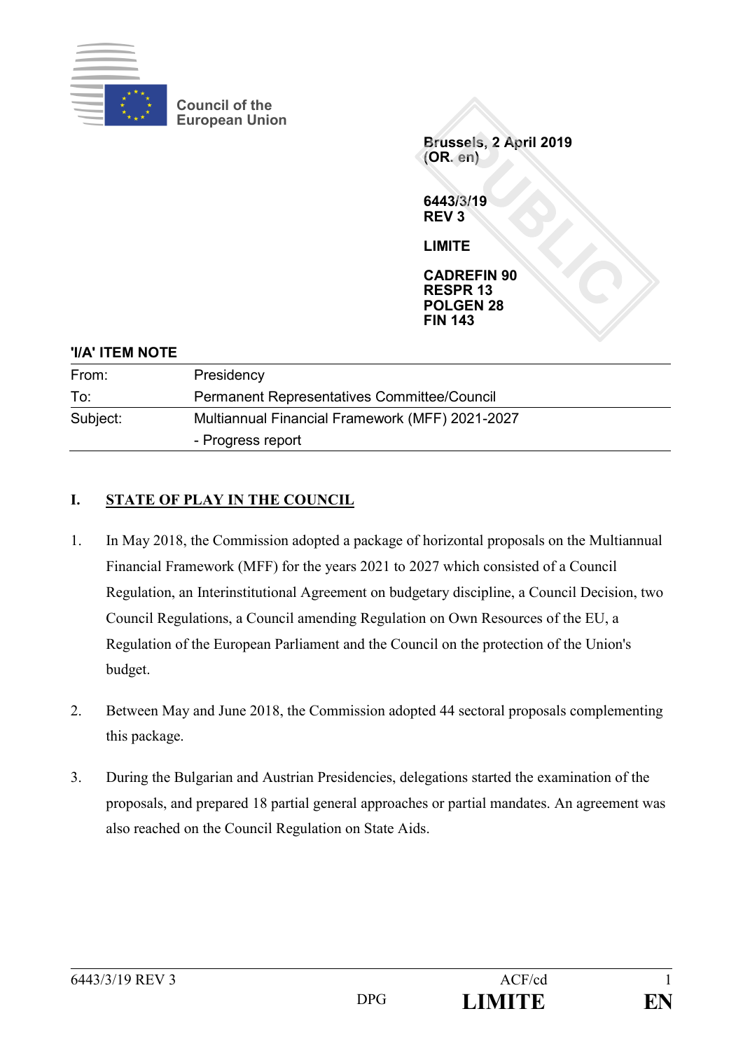Council of the European Union

Brussels, 2 April 2019
(OR. en)

6443/3/19
REV 3

LIMITE

CADREFIN 90
RESPR 13
POLGEN 28
FIN 143

**'I/A' ITEM NOTE**

| | |
|---|---|
| From: | Presidency |
| To: | Permanent Representatives Committee/Council |
| Subject: | Multiannual Financial Framework (MFF) 2021-2027<br>- Progress report |

## I. STATE OF PLAY IN THE COUNCIL

1. In May 2018, the Commission adopted a package of horizontal proposals on the Multiannual Financial Framework (MFF) for the years 2021 to 2027 which consisted of a Council Regulation, an Interinstitutional Agreement on budgetary discipline, a Council Decision, two Council Regulations, a Council amending Regulation on Own Resources of the EU, a Regulation of the European Parliament and the Council on the protection of the Union's budget.

2. Between May and June 2018, the Commission adopted 44 sectoral proposals complementing this package.

3. During the Bulgarian and Austrian Presidencies, delegations started the examination of the proposals, and prepared 18 partial general approaches or partial mandates. An agreement was also reached on the Council Regulation on State Aids.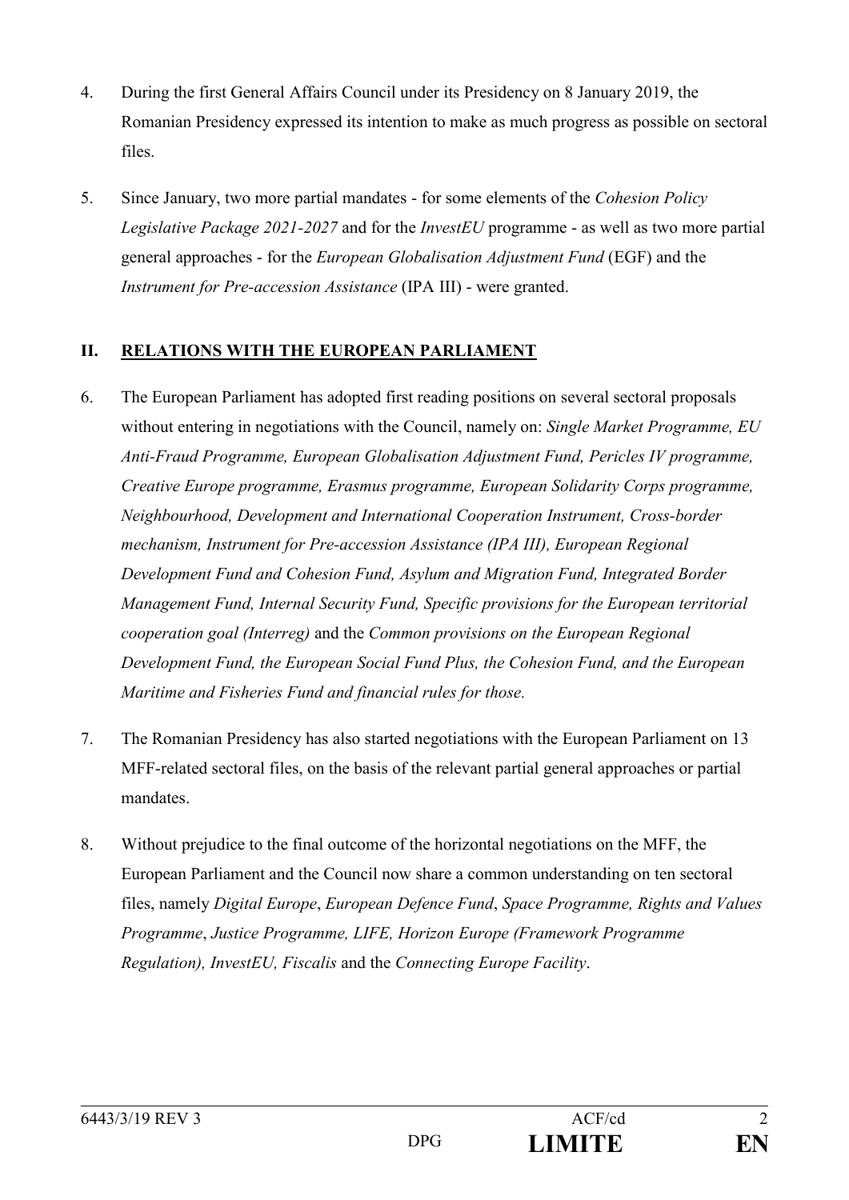4. During the first General Affairs Council under its Presidency on 8 January 2019, the Romanian Presidency expressed its intention to make as much progress as possible on sectoral files.

5. Since January, two more partial mandates - for some elements of the *Cohesion Policy Legislative Package 2021-2027* and for the *InvestEU* programme - as well as two more partial general approaches - for the *European Globalisation Adjustment Fund* (EGF) and the *Instrument for Pre-accession Assistance* (IPA III) - were granted.

## II. RELATIONS WITH THE EUROPEAN PARLIAMENT

6. The European Parliament has adopted first reading positions on several sectoral proposals without entering in negotiations with the Council, namely on: *Single Market Programme, EU Anti-Fraud Programme, European Globalisation Adjustment Fund, Pericles IV programme, Creative Europe programme, Erasmus programme, European Solidarity Corps programme, Neighbourhood, Development and International Cooperation Instrument, Cross-border mechanism, Instrument for Pre-accession Assistance (IPA III), European Regional Development Fund and Cohesion Fund, Asylum and Migration Fund, Integrated Border Management Fund, Internal Security Fund, Specific provisions for the European territorial cooperation goal (Interreg)* and the *Common provisions on the European Regional Development Fund, the European Social Fund Plus, the Cohesion Fund, and the European Maritime and Fisheries Fund and financial rules for those.*

7. The Romanian Presidency has also started negotiations with the European Parliament on 13 MFF-related sectoral files, on the basis of the relevant partial general approaches or partial mandates.

8. Without prejudice to the final outcome of the horizontal negotiations on the MFF, the European Parliament and the Council now share a common understanding on ten sectoral files, namely *Digital Europe*, *European Defence Fund*, *Space Programme, Rights and Values Programme*, *Justice Programme, LIFE, Horizon Europe (Framework Programme Regulation), InvestEU, Fiscalis* and the *Connecting Europe Facility*.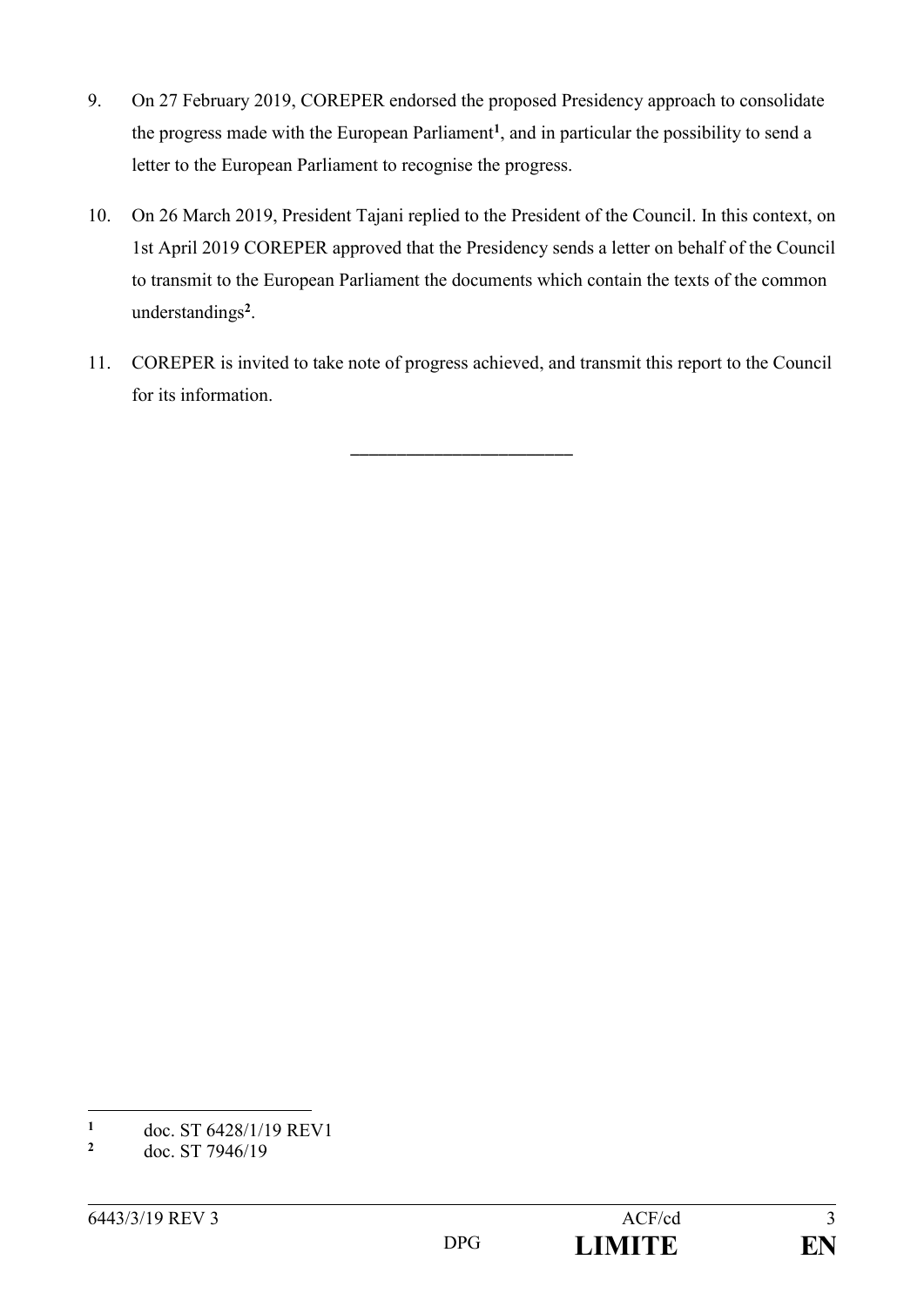9. On 27 February 2019, COREPER endorsed the proposed Presidency approach to consolidate the progress made with the European Parliament[1], and in particular the possibility to send a letter to the European Parliament to recognise the progress.

10. On 26 March 2019, President Tajani replied to the President of the Council. In this context, on 1st April 2019 COREPER approved that the Presidency sends a letter on behalf of the Council to transmit to the European Parliament the documents which contain the texts of the common understandings[2].

11. COREPER is invited to take note of progress achieved, and transmit this report to the Council for its information.

---

[1] doc. ST 6428/1/19 REV1

[2] doc. ST 7946/19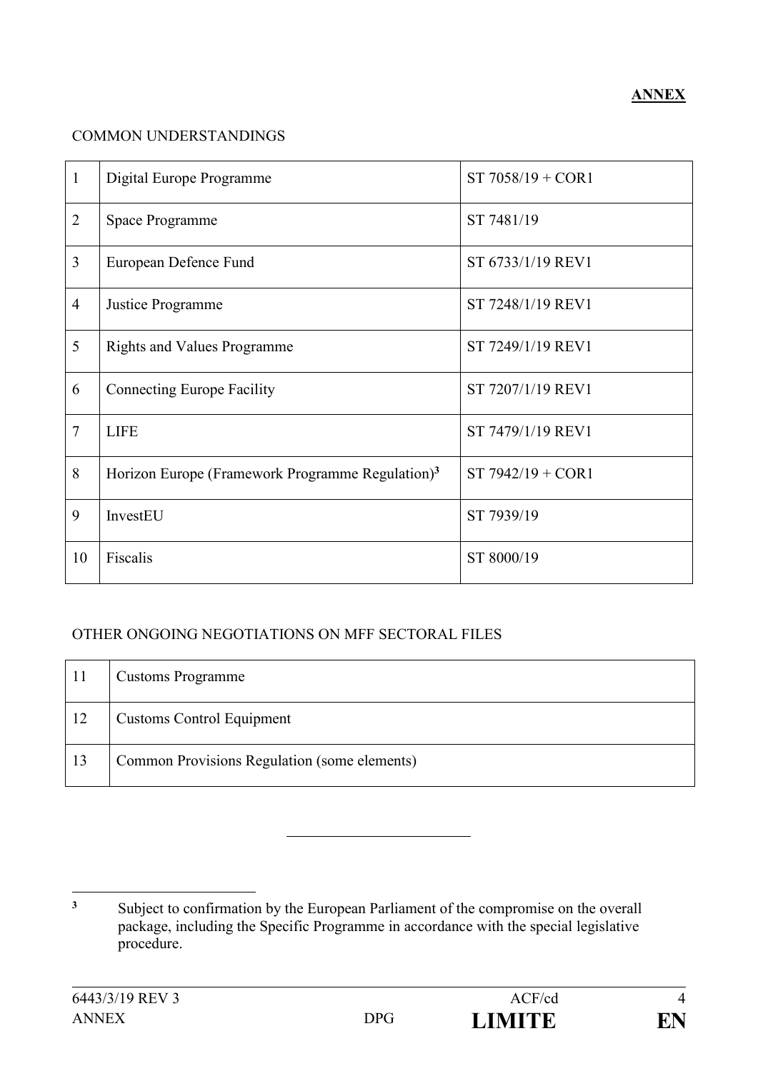**ANNEX**

COMMON UNDERSTANDINGS

| | | |
|---|---|---|
| 1 | Digital Europe Programme | ST 7058/19 + COR1 |
| 2 | Space Programme | ST 7481/19 |
| 3 | European Defence Fund | ST 6733/1/19 REV1 |
| 4 | Justice Programme | ST 7248/1/19 REV1 |
| 5 | Rights and Values Programme | ST 7249/1/19 REV1 |
| 6 | Connecting Europe Facility | ST 7207/1/19 REV1 |
| 7 | LIFE | ST 7479/1/19 REV1 |
| 8 | Horizon Europe (Framework Programme Regulation)[3] | ST 7942/19 + COR1 |
| 9 | InvestEU | ST 7939/19 |
| 10 | Fiscalis | ST 8000/19 |

OTHER ONGOING NEGOTIATIONS ON MFF SECTORAL FILES

| | |
|---|---|
| 11 | Customs Programme |
| 12 | Customs Control Equipment |
| 13 | Common Provisions Regulation (some elements) |

---

[3] Subject to confirmation by the European Parliament of the compromise on the overall package, including the Specific Programme in accordance with the special legislative procedure.